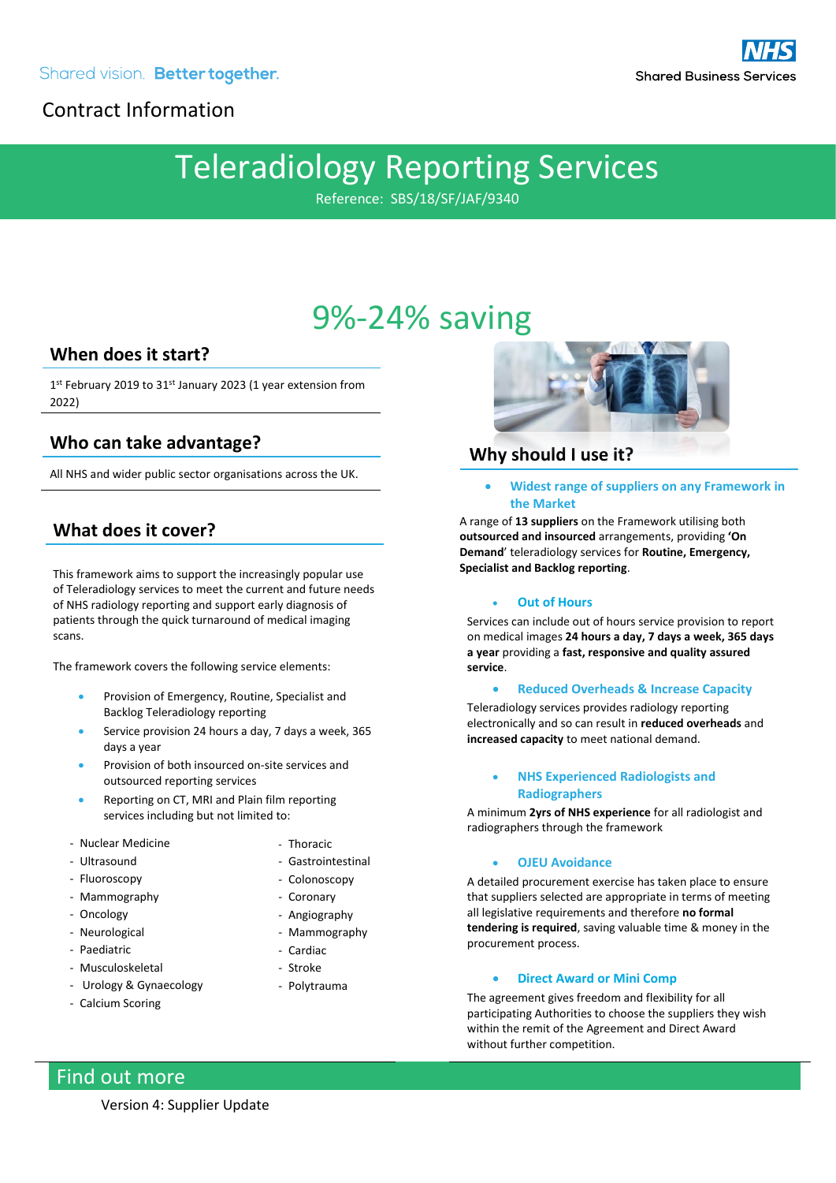Shared vision. **Better together.**

NHS Shared Business Services

Contract Information

# Teleradiology Reporting Services

Reference: SBS/18/SF/JAF/9340

## 9%-24% saving

## When does it start?

1st February 2019 to 31st January 2023 (1 year extension from 2022)

## Who can take advantage?

All NHS and wider public sector organisations across the UK.

## What does it cover?

This framework aims to support the increasingly popular use of Teleradiology services to meet the current and future needs of NHS radiology reporting and support early diagnosis of patients through the quick turnaround of medical imaging scans.

The framework covers the following service elements:

- Provision of Emergency, Routine, Specialist and Backlog Teleradiology reporting
- Service provision 24 hours a day, 7 days a week, 365 days a year
- Provision of both insourced on-site services and outsourced reporting services
- Reporting on CT, MRI and Plain film reporting services including but not limited to:

- Nuclear Medicine
- Ultrasound
- Fluoroscopy
- Mammography
- Oncology
- Neurological
- Paediatric
- Musculoskeletal
- Urology & Gynaecology
- Calcium Scoring
- Thoracic
- Gastrointestinal
- Colonoscopy
- Coronary
- Angiography
- Mammography
- Cardiac
- Stroke
- Polytrauma

## Why should I use it?

- **Widest range of suppliers on any Framework in the Market**

A range of **13 suppliers** on the Framework utilising both **outsourced and insourced** arrangements, providing **'On Demand**' teleradiology services for **Routine, Emergency, Specialist and Backlog reporting**.

- **Out of Hours**

Services can include out of hours service provision to report on medical images **24 hours a day, 7 days a week, 365 days a year** providing a **fast, responsive and quality assured service**.

- **Reduced Overheads & Increase Capacity**

Teleradiology services provides radiology reporting electronically and so can result in **reduced overheads** and **increased capacity** to meet national demand.

- **NHS Experienced Radiologists and Radiographers**

A minimum **2yrs of NHS experience** for all radiologist and radiographers through the framework

- **OJEU Avoidance**

A detailed procurement exercise has taken place to ensure that suppliers selected are appropriate in terms of meeting all legislative requirements and therefore **no formal tendering is required**, saving valuable time & money in the procurement process.

- **Direct Award or Mini Comp**

The agreement gives freedom and flexibility for all participating Authorities to choose the suppliers they wish within the remit of the Agreement and Direct Award without further competition.

## Find out more

Version 4: Supplier Update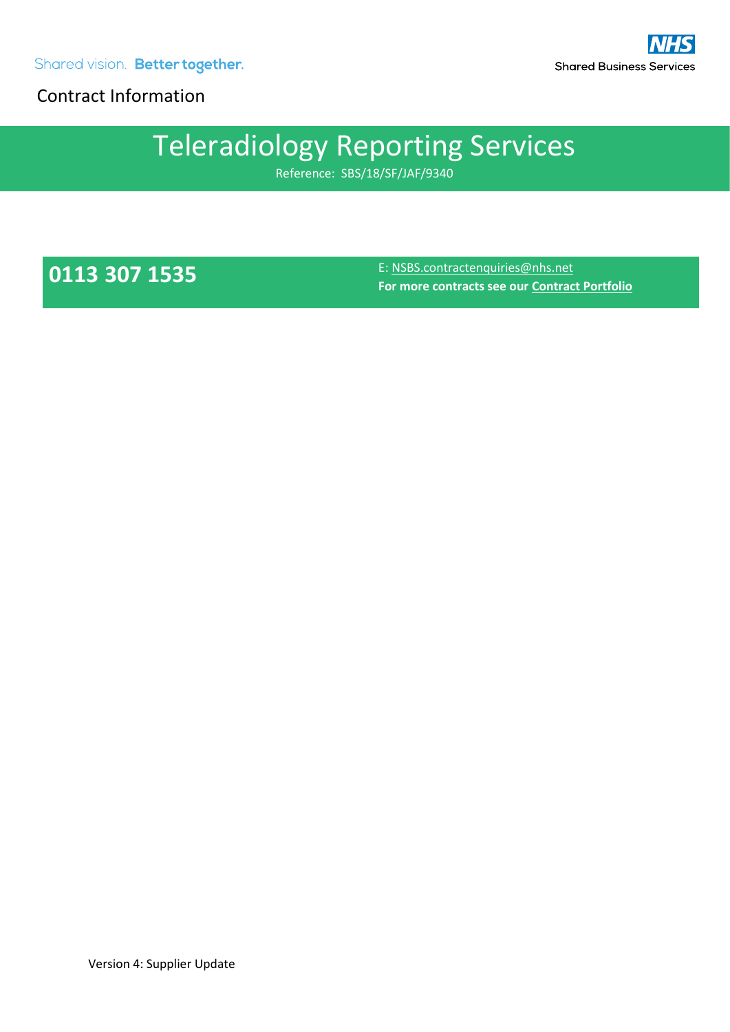Shared vision. **Better together.**

Shared Business Services

Contract Information

# Teleradiology Reporting Services

Reference: SBS/18/SF/JAF/9340

**0113 307 1535**

E: NSBS.contractenquiries@nhs.net

**For more contracts see our Contract Portfolio**

Version 4: Supplier Update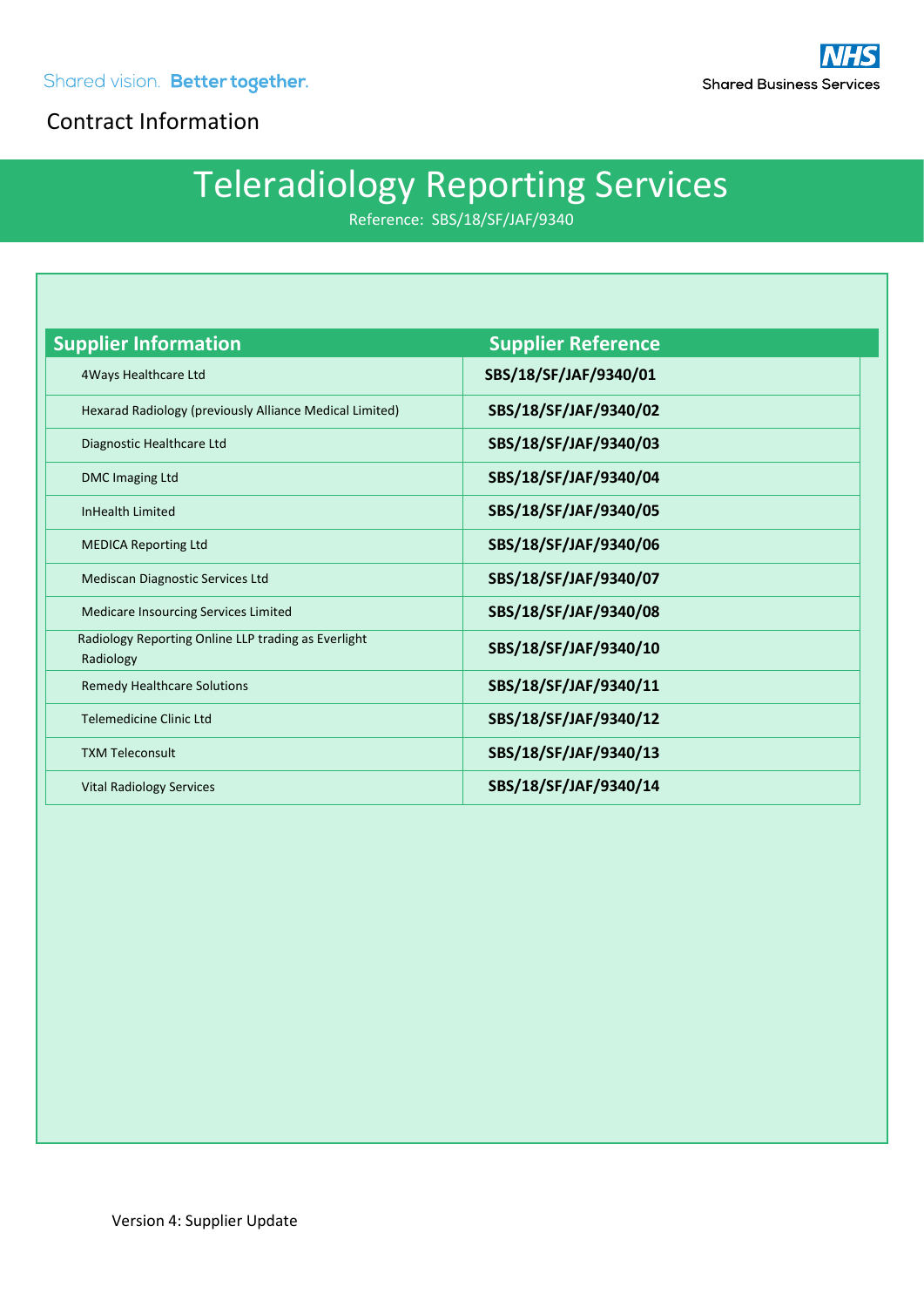Shared vision. **Better together.**

NHS Shared Business Services

Contract Information

# Teleradiology Reporting Services

Reference: SBS/18/SF/JAF/9340

| Supplier Information | Supplier Reference |
|---|---|
| 4Ways Healthcare Ltd | **SBS/18/SF/JAF/9340/01** |
| Hexarad Radiology (previously Alliance Medical Limited) | **SBS/18/SF/JAF/9340/02** |
| Diagnostic Healthcare Ltd | **SBS/18/SF/JAF/9340/03** |
| DMC Imaging Ltd | **SBS/18/SF/JAF/9340/04** |
| InHealth Limited | **SBS/18/SF/JAF/9340/05** |
| MEDICA Reporting Ltd | **SBS/18/SF/JAF/9340/06** |
| Mediscan Diagnostic Services Ltd | **SBS/18/SF/JAF/9340/07** |
| Medicare Insourcing Services Limited | **SBS/18/SF/JAF/9340/08** |
| Radiology Reporting Online LLP trading as Everlight Radiology | **SBS/18/SF/JAF/9340/10** |
| Remedy Healthcare Solutions | **SBS/18/SF/JAF/9340/11** |
| Telemedicine Clinic Ltd | **SBS/18/SF/JAF/9340/12** |
| TXM Teleconsult | **SBS/18/SF/JAF/9340/13** |
| Vital Radiology Services | **SBS/18/SF/JAF/9340/14** |

Version 4: Supplier Update